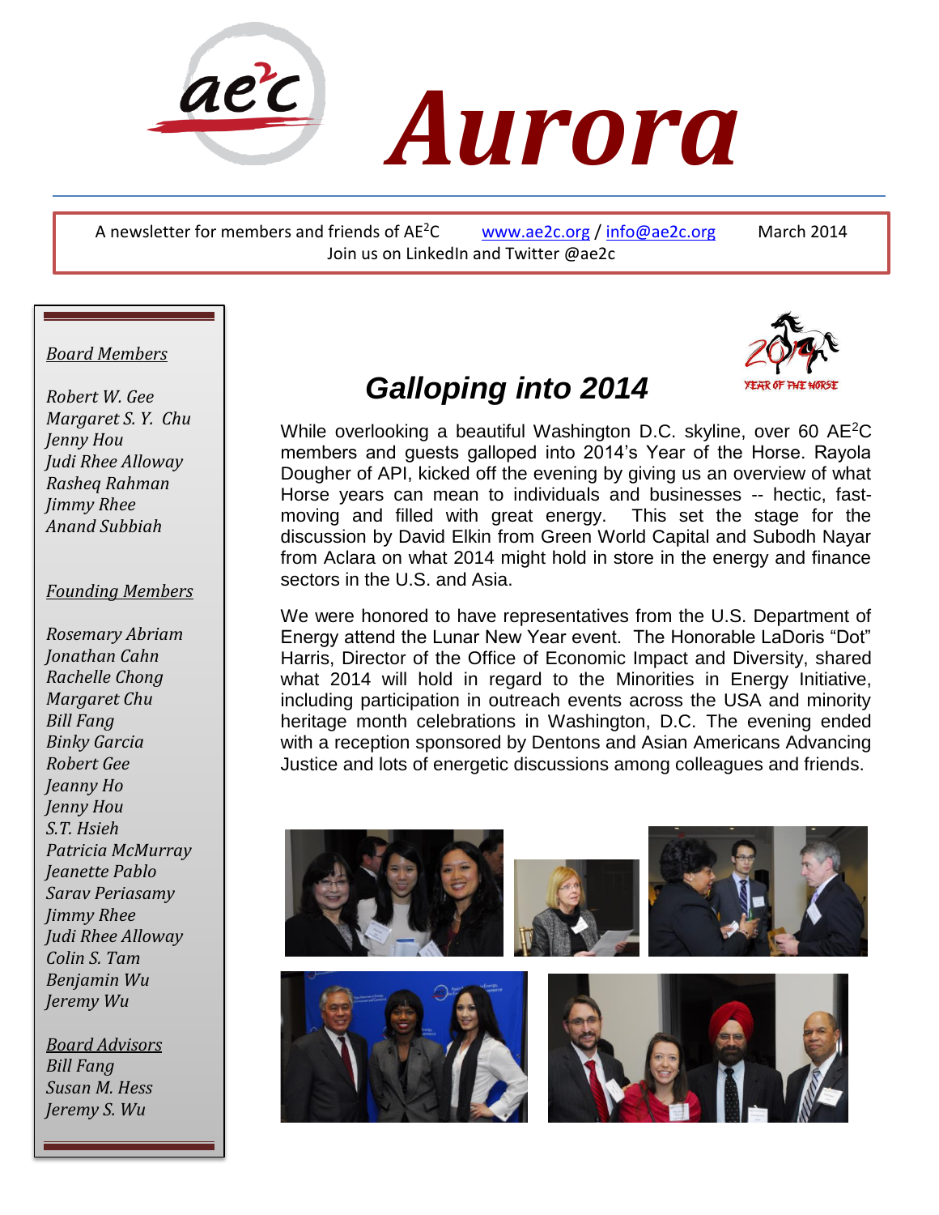# Aurora

A newsletter for members and friends of AE$^2$C www.ae2c.org / info@ae2c.org March 2014
Join us on LinkedIn and Twitter @ae2c

## Galloping into 2014

While overlooking a beautiful Washington D.C. skyline, over 60 AE$^2$C members and guests galloped into 2014's Year of the Horse. Rayola Dougher of API, kicked off the evening by giving us an overview of what Horse years can mean to individuals and businesses -- hectic, fast-moving and filled with great energy. This set the stage for the discussion by David Elkin from Green World Capital and Subodh Nayar from Aclara on what 2014 might hold in store in the energy and finance sectors in the U.S. and Asia.

We were honored to have representatives from the U.S. Department of Energy attend the Lunar New Year event. The Honorable LaDoris "Dot" Harris, Director of the Office of Economic Impact and Diversity, shared what 2014 will hold in regard to the Minorities in Energy Initiative, including participation in outreach events across the USA and minority heritage month celebrations in Washington, D.C. The evening ended with a reception sponsored by Dentons and Asian Americans Advancing Justice and lots of energetic discussions among colleagues and friends.

*Board Members*

*Robert W. Gee*
*Margaret S. Y. Chu*
*Jenny Hou*
*Judi Rhee Alloway*
*Rasheq Rahman*
*Jimmy Rhee*
*Anand Subbiah*

*Founding Members*

*Rosemary Abriam*
*Jonathan Cahn*
*Rachelle Chong*
*Margaret Chu*
*Bill Fang*
*Binky Garcia*
*Robert Gee*
*Jeanny Ho*
*Jenny Hou*
*S.T. Hsieh*
*Patricia McMurray*
*Jeanette Pablo*
*Sarav Periasamy*
*Jimmy Rhee*
*Judi Rhee Alloway*
*Colin S. Tam*
*Benjamin Wu*
*Jeremy Wu*

*Board Advisors*
*Bill Fang*
*Susan M. Hess*
*Jeremy S. Wu*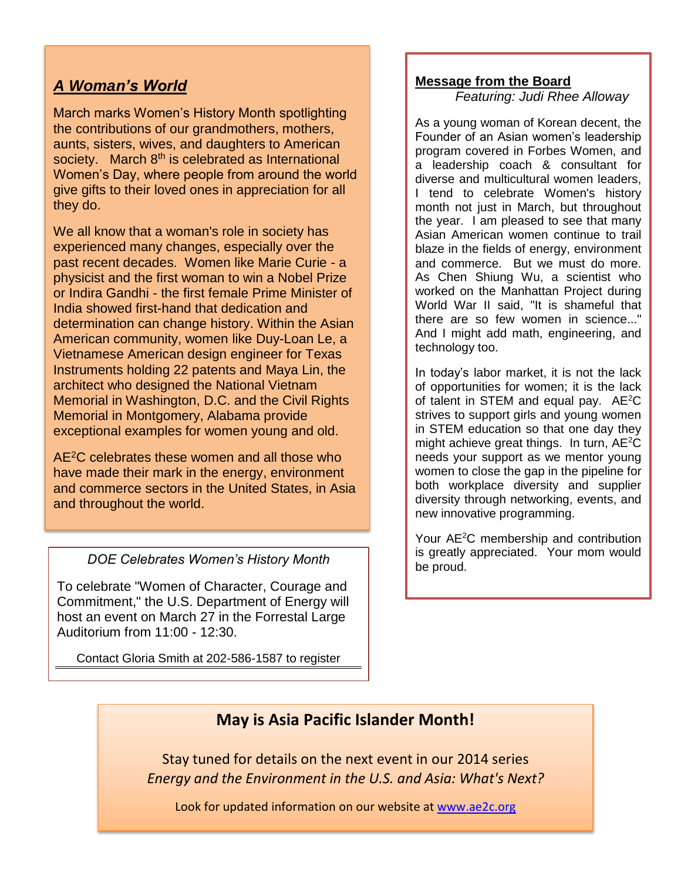## *A Woman's World*

March marks Women's History Month spotlighting the contributions of our grandmothers, mothers, aunts, sisters, wives, and daughters to American society. March 8th is celebrated as International Women's Day, where people from around the world give gifts to their loved ones in appreciation for all they do.

We all know that a woman's role in society has experienced many changes, especially over the past recent decades. Women like Marie Curie - a physicist and the first woman to win a Nobel Prize or Indira Gandhi - the first female Prime Minister of India showed first-hand that dedication and determination can change history. Within the Asian American community, women like Duy-Loan Le, a Vietnamese American design engineer for Texas Instruments holding 22 patents and Maya Lin, the architect who designed the National Vietnam Memorial in Washington, D.C. and the Civil Rights Memorial in Montgomery, Alabama provide exceptional examples for women young and old.

AE$^2$C celebrates these women and all those who have made their mark in the energy, environment and commerce sectors in the United States, in Asia and throughout the world.

*DOE Celebrates Women's History Month*

To celebrate "Women of Character, Courage and Commitment," the U.S. Department of Energy will host an event on March 27 in the Forrestal Large Auditorium from 11:00 - 12:30.

Contact Gloria Smith at 202-586-1587 to register

## Message from the Board

*Featuring: Judi Rhee Alloway*

As a young woman of Korean decent, the Founder of an Asian women's leadership program covered in Forbes Women, and a leadership coach & consultant for diverse and multicultural women leaders, I tend to celebrate Women's history month not just in March, but throughout the year. I am pleased to see that many Asian American women continue to trail blaze in the fields of energy, environment and commerce. But we must do more. As Chen Shiung Wu, a scientist who worked on the Manhattan Project during World War II said, "It is shameful that there are so few women in science..." And I might add math, engineering, and technology too.

In today's labor market, it is not the lack of opportunities for women; it is the lack of talent in STEM and equal pay. AE$^2$C strives to support girls and young women in STEM education so that one day they might achieve great things. In turn, AE$^2$C needs your support as we mentor young women to close the gap in the pipeline for both workplace diversity and supplier diversity through networking, events, and new innovative programming.

Your AE$^2$C membership and contribution is greatly appreciated. Your mom would be proud.

## May is Asia Pacific Islander Month!

Stay tuned for details on the next event in our 2014 series
*Energy and the Environment in the U.S. and Asia: What's Next?*

Look for updated information on our website at www.ae2c.org